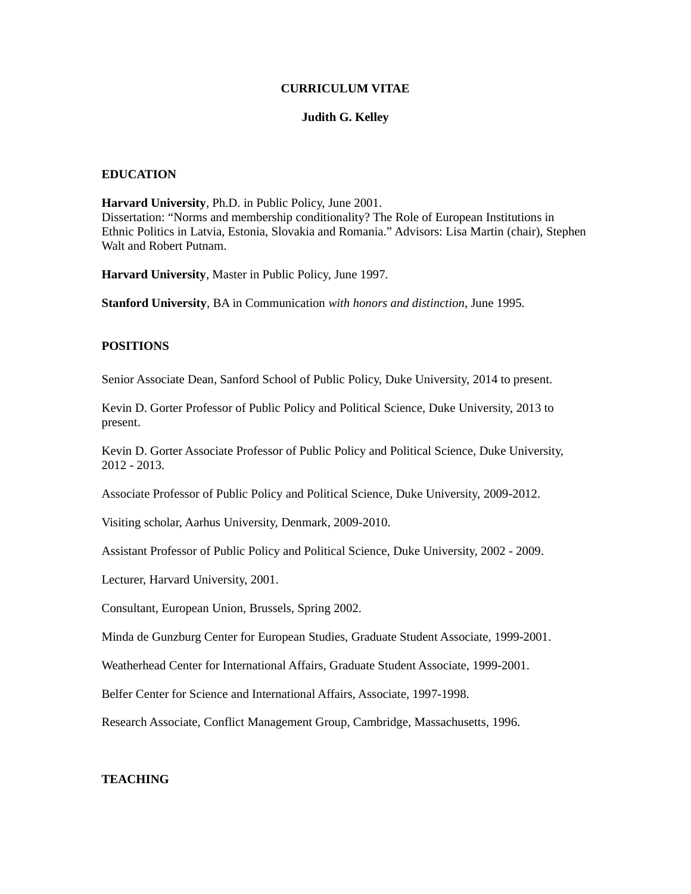# CURRICULUM VITAE

## Judith G. Kelley

## EDUCATION

**Harvard University**, Ph.D. in Public Policy, June 2001.
Dissertation: "Norms and membership conditionality? The Role of European Institutions in Ethnic Politics in Latvia, Estonia, Slovakia and Romania." Advisors: Lisa Martin (chair), Stephen Walt and Robert Putnam.

**Harvard University**, Master in Public Policy, June 1997.

**Stanford University**, BA in Communication *with honors and distinction*, June 1995.

## POSITIONS

Senior Associate Dean, Sanford School of Public Policy, Duke University, 2014 to present.

Kevin D. Gorter Professor of Public Policy and Political Science, Duke University, 2013 to present.

Kevin D. Gorter Associate Professor of Public Policy and Political Science, Duke University, 2012 - 2013.

Associate Professor of Public Policy and Political Science, Duke University, 2009-2012.

Visiting scholar, Aarhus University, Denmark, 2009-2010.

Assistant Professor of Public Policy and Political Science, Duke University, 2002 - 2009.

Lecturer, Harvard University, 2001.

Consultant, European Union, Brussels, Spring 2002.

Minda de Gunzburg Center for European Studies, Graduate Student Associate, 1999-2001.

Weatherhead Center for International Affairs, Graduate Student Associate, 1999-2001.

Belfer Center for Science and International Affairs, Associate, 1997-1998.

Research Associate, Conflict Management Group, Cambridge, Massachusetts, 1996.

## TEACHING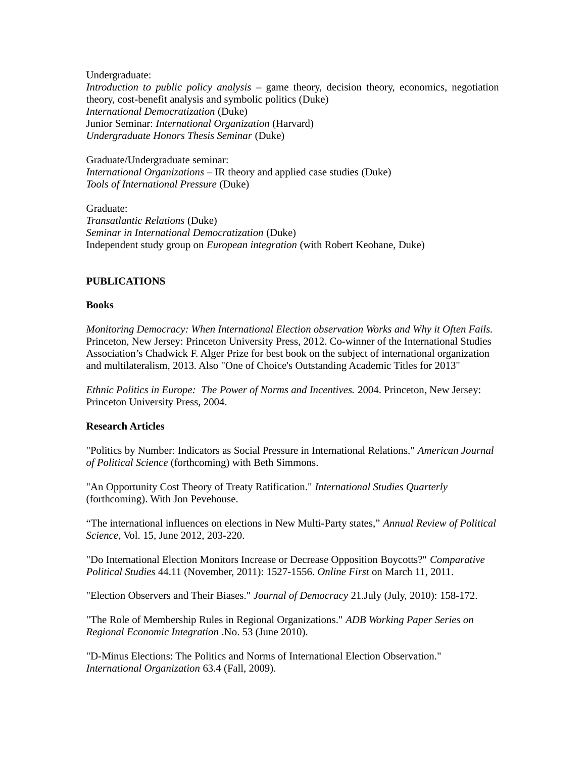Undergraduate:
*Introduction to public policy analysis* – game theory, decision theory, economics, negotiation theory, cost-benefit analysis and symbolic politics (Duke)
*International Democratization* (Duke)
Junior Seminar: *International Organization* (Harvard)
*Undergraduate Honors Thesis Seminar* (Duke)

Graduate/Undergraduate seminar:
*International Organizations* – IR theory and applied case studies (Duke)
*Tools of International Pressure* (Duke)

Graduate:
*Transatlantic Relations* (Duke)
*Seminar in International Democratization* (Duke)
Independent study group on *European integration* (with Robert Keohane, Duke)

## PUBLICATIONS

### Books

*Monitoring Democracy: When International Election observation Works and Why it Often Fails.* Princeton, New Jersey: Princeton University Press, 2012. Co-winner of the International Studies Association's Chadwick F. Alger Prize for best book on the subject of international organization and multilateralism, 2013. Also "One of Choice's Outstanding Academic Titles for 2013"

*Ethnic Politics in Europe: The Power of Norms and Incentives.* 2004. Princeton, New Jersey: Princeton University Press, 2004.

### Research Articles

"Politics by Number: Indicators as Social Pressure in International Relations." *American Journal of Political Science* (forthcoming) with Beth Simmons.

"An Opportunity Cost Theory of Treaty Ratification." *International Studies Quarterly* (forthcoming). With Jon Pevehouse.

"The international influences on elections in New Multi-Party states," *Annual Review of Political Science*, Vol. 15, June 2012, 203-220.

"Do International Election Monitors Increase or Decrease Opposition Boycotts?" *Comparative Political Studies* 44.11 (November, 2011): 1527-1556. *Online First* on March 11, 2011.

"Election Observers and Their Biases." *Journal of Democracy* 21.July (July, 2010): 158-172.

"The Role of Membership Rules in Regional Organizations." *ADB Working Paper Series on Regional Economic Integration* .No. 53 (June 2010).

"D-Minus Elections: The Politics and Norms of International Election Observation." *International Organization* 63.4 (Fall, 2009).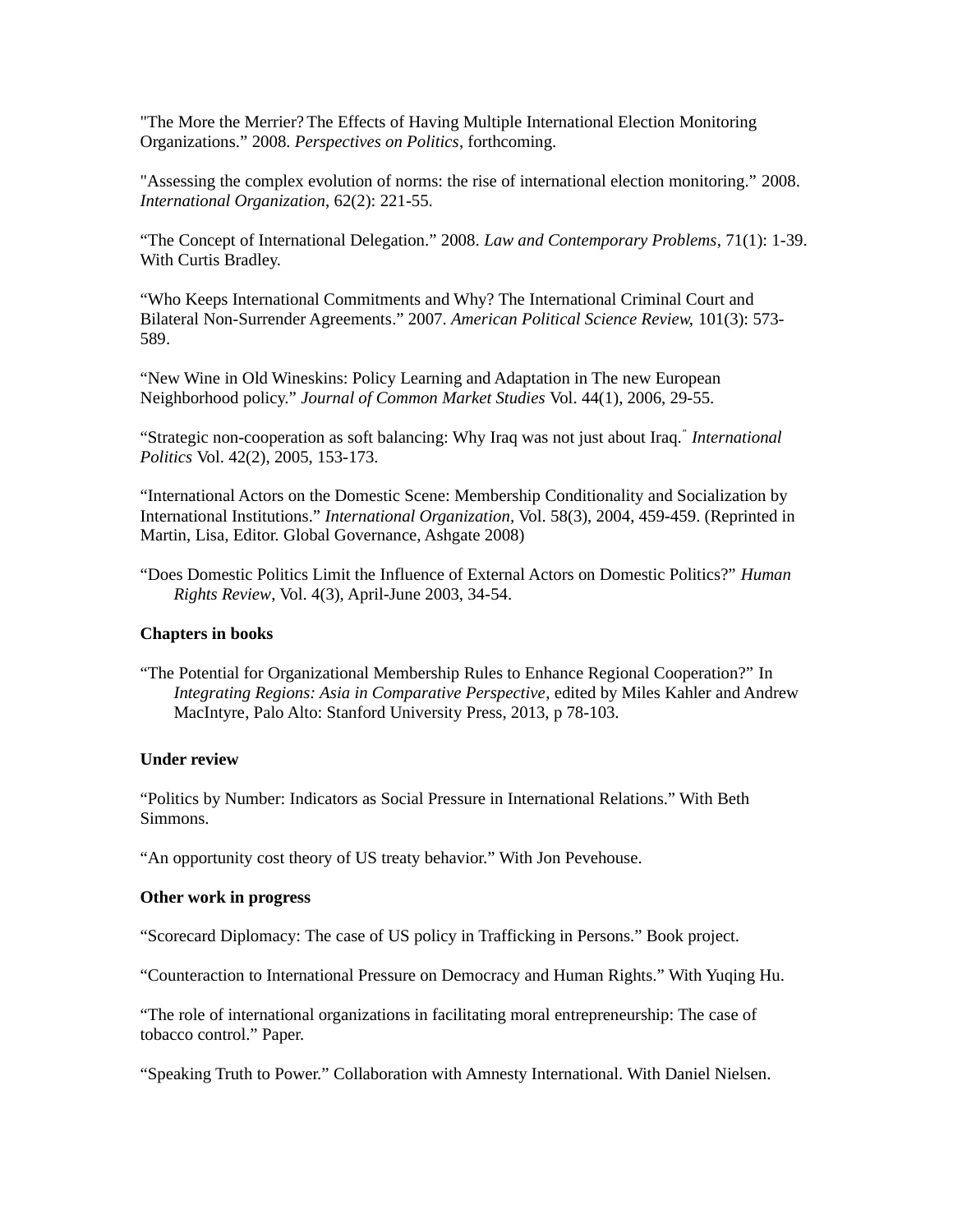"The More the Merrier? The Effects of Having Multiple International Election Monitoring Organizations." 2008. *Perspectives on Politics*, forthcoming.

"Assessing the complex evolution of norms: the rise of international election monitoring." 2008. *International Organization*, 62(2): 221-55.

"The Concept of International Delegation." 2008. *Law and Contemporary Problems*, 71(1): 1-39. With Curtis Bradley.

"Who Keeps International Commitments and Why? The International Criminal Court and Bilateral Non-Surrender Agreements." 2007. *American Political Science Review,* 101(3): 573-589.

"New Wine in Old Wineskins: Policy Learning and Adaptation in The new European Neighborhood policy." *Journal of Common Market Studies* Vol. 44(1), 2006, 29-55.

"Strategic non-cooperation as soft balancing: Why Iraq was not just about Iraq." *International Politics* Vol. 42(2), 2005, 153-173.

"International Actors on the Domestic Scene: Membership Conditionality and Socialization by International Institutions." *International Organization*, Vol. 58(3), 2004, 459-459. (Reprinted in Martin, Lisa, Editor. Global Governance, Ashgate 2008)

"Does Domestic Politics Limit the Influence of External Actors on Domestic Politics?" *Human Rights Review*, Vol. 4(3), April-June 2003, 34-54.

**Chapters in books**

"The Potential for Organizational Membership Rules to Enhance Regional Cooperation?" In *Integrating Regions: Asia in Comparative Perspective*, edited by Miles Kahler and Andrew MacIntyre, Palo Alto: Stanford University Press, 2013, p 78-103.

**Under review**

"Politics by Number: Indicators as Social Pressure in International Relations." With Beth Simmons.

"An opportunity cost theory of US treaty behavior." With Jon Pevehouse.

**Other work in progress**

"Scorecard Diplomacy: The case of US policy in Trafficking in Persons." Book project.

"Counteraction to International Pressure on Democracy and Human Rights." With Yuqing Hu.

"The role of international organizations in facilitating moral entrepreneurship: The case of tobacco control." Paper.

"Speaking Truth to Power." Collaboration with Amnesty International. With Daniel Nielsen.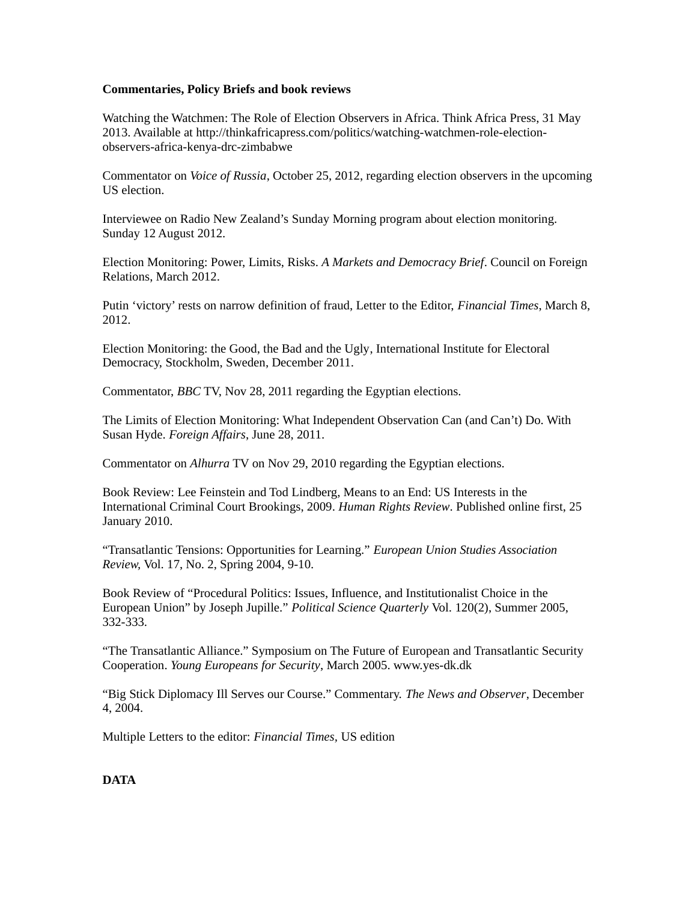**Commentaries, Policy Briefs and book reviews**

Watching the Watchmen: The Role of Election Observers in Africa. Think Africa Press, 31 May 2013. Available at http://thinkafricapress.com/politics/watching-watchmen-role-election-observers-africa-kenya-drc-zimbabwe

Commentator on *Voice of Russia*, October 25, 2012, regarding election observers in the upcoming US election.

Interviewee on Radio New Zealand's Sunday Morning program about election monitoring. Sunday 12 August 2012.

Election Monitoring: Power, Limits, Risks. *A Markets and Democracy Brief*. Council on Foreign Relations, March 2012.

Putin 'victory' rests on narrow definition of fraud, Letter to the Editor, *Financial Times*, March 8, 2012.

Election Monitoring: the Good, the Bad and the Ugly, International Institute for Electoral Democracy, Stockholm, Sweden, December 2011.

Commentator, *BBC* TV, Nov 28, 2011 regarding the Egyptian elections.

The Limits of Election Monitoring: What Independent Observation Can (and Can't) Do. With Susan Hyde. *Foreign Affairs*, June 28, 2011.

Commentator on *Alhurra* TV on Nov 29, 2010 regarding the Egyptian elections.

Book Review: Lee Feinstein and Tod Lindberg, Means to an End: US Interests in the International Criminal Court Brookings, 2009. *Human Rights Review*. Published online first, 25 January 2010.

"Transatlantic Tensions: Opportunities for Learning." *European Union Studies Association Review*, Vol. 17, No. 2, Spring 2004, 9-10.

Book Review of "Procedural Politics: Issues, Influence, and Institutionalist Choice in the European Union" by Joseph Jupille." *Political Science Quarterly* Vol. 120(2), Summer 2005, 332-333.

"The Transatlantic Alliance." Symposium on The Future of European and Transatlantic Security Cooperation. *Young Europeans for Security*, March 2005. www.yes-dk.dk

"Big Stick Diplomacy Ill Serves our Course." Commentary. *The News and Observer*, December 4, 2004.

Multiple Letters to the editor: *Financial Times*, US edition

**DATA**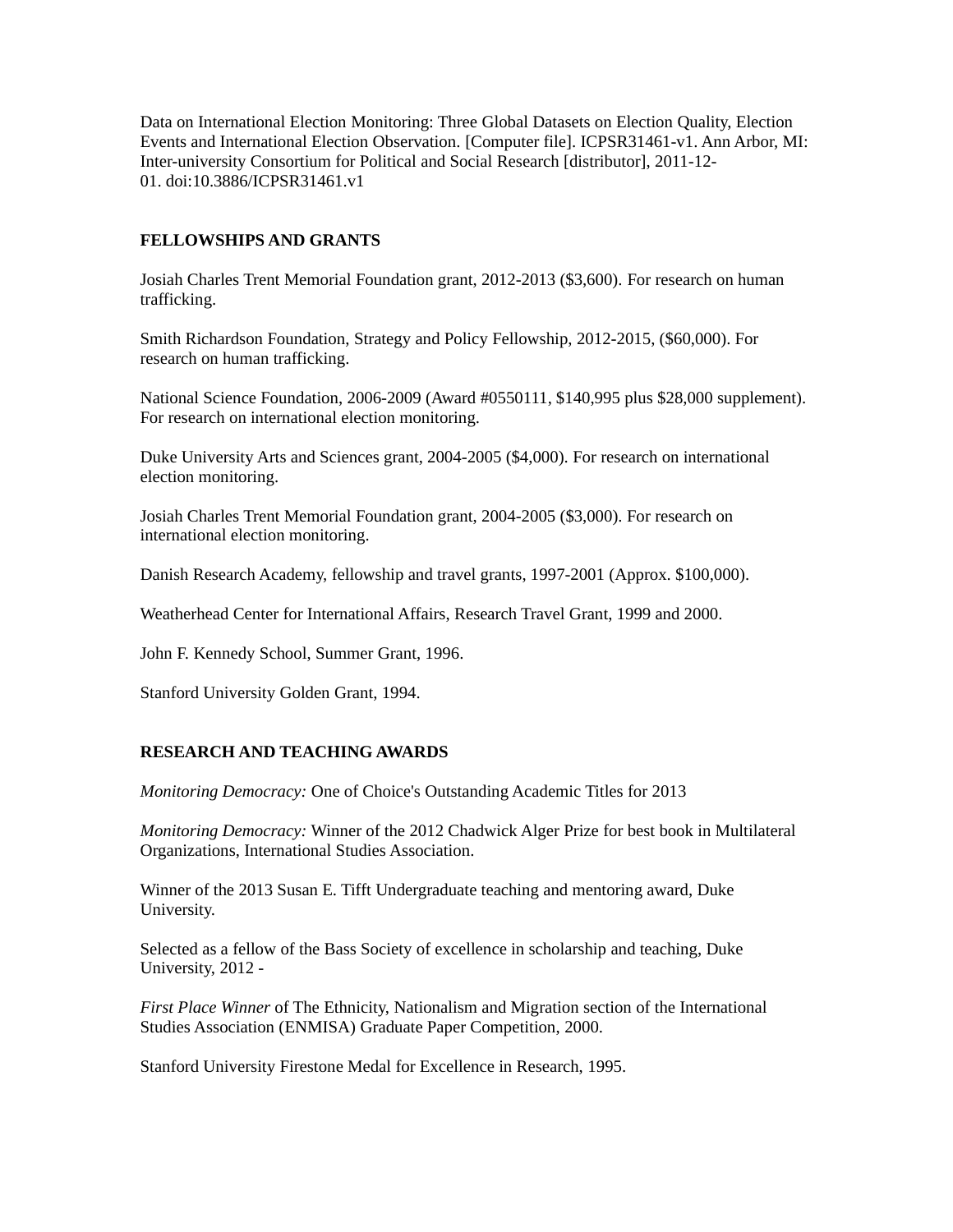Data on International Election Monitoring: Three Global Datasets on Election Quality, Election Events and International Election Observation. [Computer file]. ICPSR31461-v1. Ann Arbor, MI: Inter-university Consortium for Political and Social Research [distributor], 2011-12-01. doi:10.3886/ICPSR31461.v1

## FELLOWSHIPS AND GRANTS

Josiah Charles Trent Memorial Foundation grant, 2012-2013 ($3,600). For research on human trafficking.

Smith Richardson Foundation, Strategy and Policy Fellowship, 2012-2015, ($60,000). For research on human trafficking.

National Science Foundation, 2006-2009 (Award #0550111, $140,995 plus $28,000 supplement). For research on international election monitoring.

Duke University Arts and Sciences grant, 2004-2005 ($4,000). For research on international election monitoring.

Josiah Charles Trent Memorial Foundation grant, 2004-2005 ($3,000). For research on international election monitoring.

Danish Research Academy, fellowship and travel grants, 1997-2001 (Approx. $100,000).

Weatherhead Center for International Affairs, Research Travel Grant, 1999 and 2000.

John F. Kennedy School, Summer Grant, 1996.

Stanford University Golden Grant, 1994.

## RESEARCH AND TEACHING AWARDS

*Monitoring Democracy:* One of Choice's Outstanding Academic Titles for 2013

*Monitoring Democracy:* Winner of the 2012 Chadwick Alger Prize for best book in Multilateral Organizations, International Studies Association.

Winner of the 2013 Susan E. Tifft Undergraduate teaching and mentoring award, Duke University.

Selected as a fellow of the Bass Society of excellence in scholarship and teaching, Duke University, 2012 -

*First Place Winner* of The Ethnicity, Nationalism and Migration section of the International Studies Association (ENMISA) Graduate Paper Competition, 2000.

Stanford University Firestone Medal for Excellence in Research, 1995.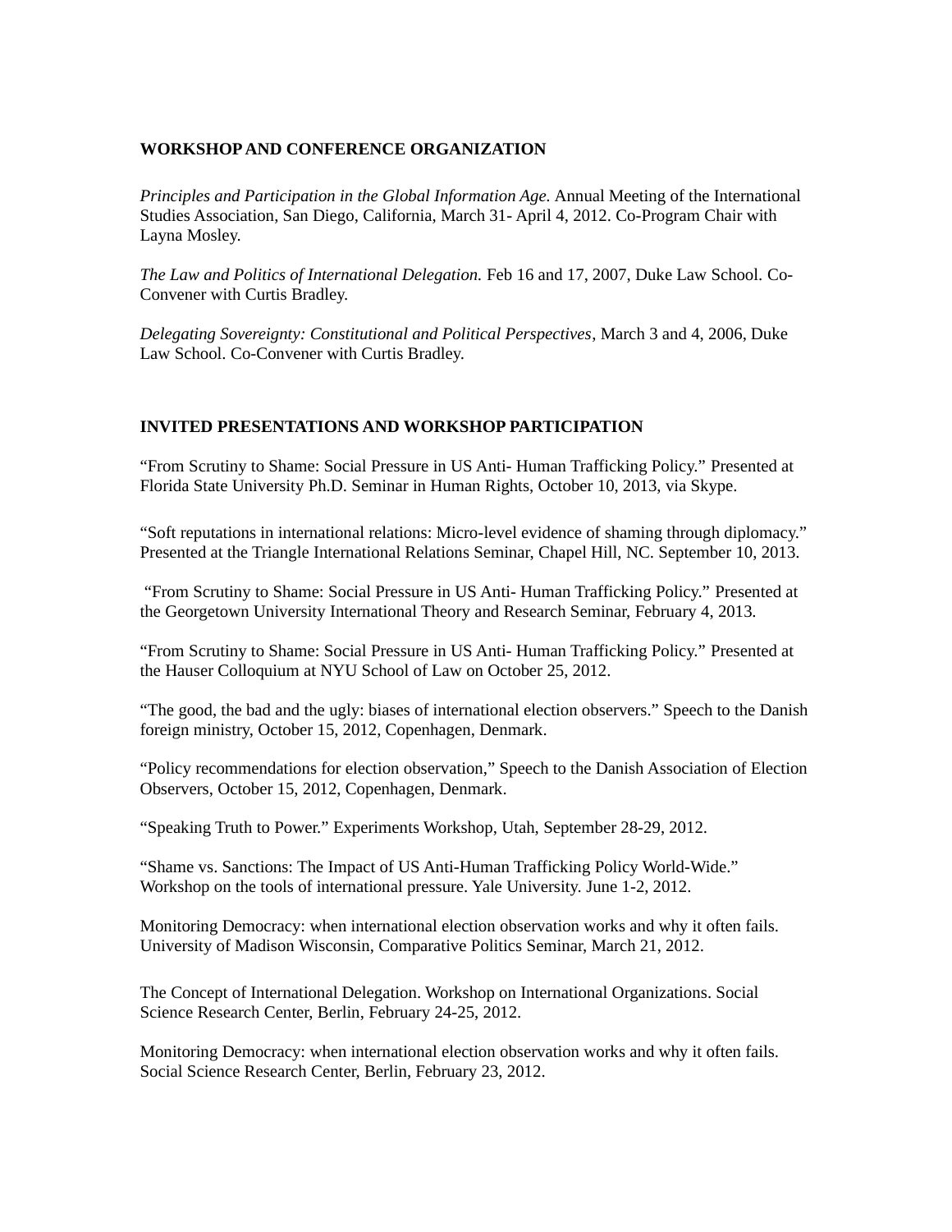**WORKSHOP AND CONFERENCE ORGANIZATION**

*Principles and Participation in the Global Information Age.* Annual Meeting of the International Studies Association, San Diego, California, March 31- April 4, 2012. Co-Program Chair with Layna Mosley.

*The Law and Politics of International Delegation.* Feb 16 and 17, 2007, Duke Law School. Co-Convener with Curtis Bradley.

*Delegating Sovereignty: Constitutional and Political Perspectives*, March 3 and 4, 2006, Duke Law School. Co-Convener with Curtis Bradley.

**INVITED PRESENTATIONS AND WORKSHOP PARTICIPATION**

"From Scrutiny to Shame: Social Pressure in US Anti- Human Trafficking Policy." Presented at Florida State University Ph.D. Seminar in Human Rights, October 10, 2013, via Skype.

"Soft reputations in international relations: Micro-level evidence of shaming through diplomacy." Presented at the Triangle International Relations Seminar, Chapel Hill, NC. September 10, 2013.

"From Scrutiny to Shame: Social Pressure in US Anti- Human Trafficking Policy." Presented at the Georgetown University International Theory and Research Seminar, February 4, 2013.

"From Scrutiny to Shame: Social Pressure in US Anti- Human Trafficking Policy." Presented at the Hauser Colloquium at NYU School of Law on October 25, 2012.

"The good, the bad and the ugly: biases of international election observers." Speech to the Danish foreign ministry, October 15, 2012, Copenhagen, Denmark.

"Policy recommendations for election observation," Speech to the Danish Association of Election Observers, October 15, 2012, Copenhagen, Denmark.

"Speaking Truth to Power." Experiments Workshop, Utah, September 28-29, 2012.

"Shame vs. Sanctions: The Impact of US Anti-Human Trafficking Policy World-Wide." Workshop on the tools of international pressure. Yale University. June 1-2, 2012.

Monitoring Democracy: when international election observation works and why it often fails. University of Madison Wisconsin, Comparative Politics Seminar, March 21, 2012.

The Concept of International Delegation. Workshop on International Organizations. Social Science Research Center, Berlin, February 24-25, 2012.

Monitoring Democracy: when international election observation works and why it often fails. Social Science Research Center, Berlin, February 23, 2012.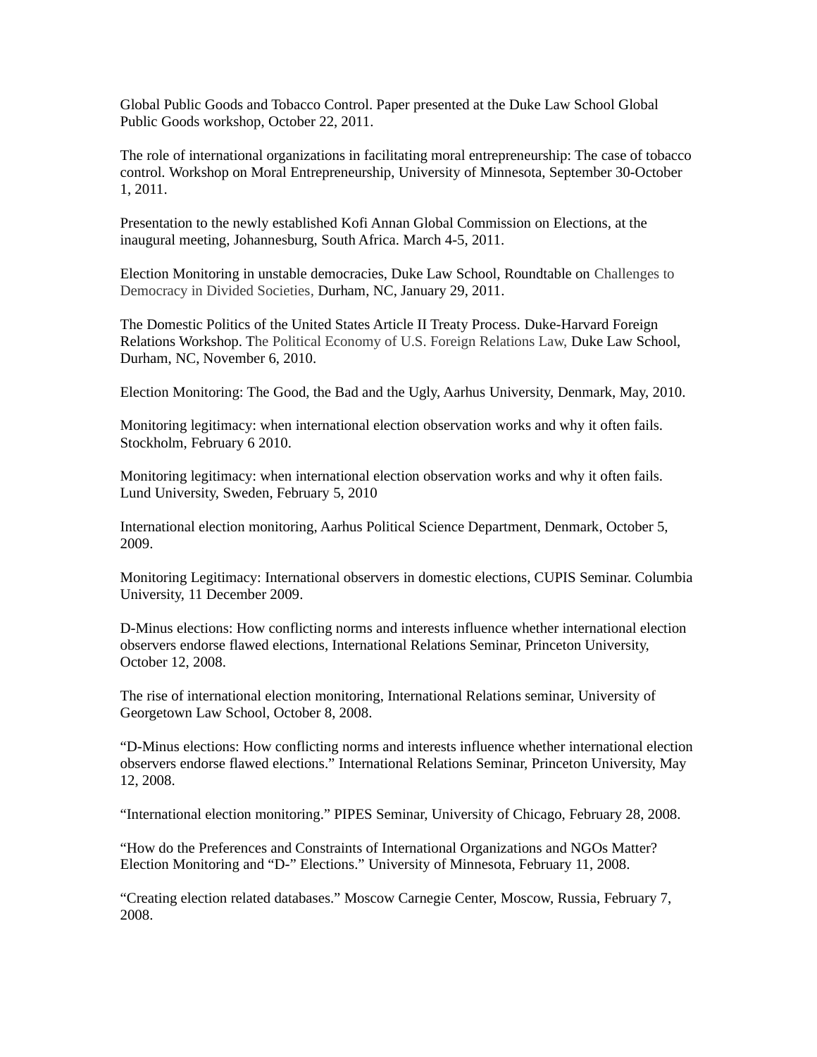Global Public Goods and Tobacco Control. Paper presented at the Duke Law School Global Public Goods workshop, October 22, 2011.

The role of international organizations in facilitating moral entrepreneurship: The case of tobacco control. Workshop on Moral Entrepreneurship, University of Minnesota, September 30-October 1, 2011.

Presentation to the newly established Kofi Annan Global Commission on Elections, at the inaugural meeting, Johannesburg, South Africa. March 4-5, 2011.

Election Monitoring in unstable democracies, Duke Law School, Roundtable on Challenges to Democracy in Divided Societies, Durham, NC, January 29, 2011.

The Domestic Politics of the United States Article II Treaty Process. Duke-Harvard Foreign Relations Workshop. The Political Economy of U.S. Foreign Relations Law, Duke Law School, Durham, NC, November 6, 2010.

Election Monitoring: The Good, the Bad and the Ugly, Aarhus University, Denmark, May, 2010.

Monitoring legitimacy: when international election observation works and why it often fails. Stockholm, February 6 2010.

Monitoring legitimacy: when international election observation works and why it often fails. Lund University, Sweden, February 5, 2010

International election monitoring, Aarhus Political Science Department, Denmark, October 5, 2009.

Monitoring Legitimacy: International observers in domestic elections, CUPIS Seminar. Columbia University, 11 December 2009.

D-Minus elections: How conflicting norms and interests influence whether international election observers endorse flawed elections, International Relations Seminar, Princeton University, October 12, 2008.

The rise of international election monitoring, International Relations seminar, University of Georgetown Law School, October 8, 2008.

"D-Minus elections: How conflicting norms and interests influence whether international election observers endorse flawed elections." International Relations Seminar, Princeton University, May 12, 2008.

"International election monitoring." PIPES Seminar, University of Chicago, February 28, 2008.

"How do the Preferences and Constraints of International Organizations and NGOs Matter? Election Monitoring and "D-" Elections." University of Minnesota, February 11, 2008.

"Creating election related databases." Moscow Carnegie Center, Moscow, Russia, February 7, 2008.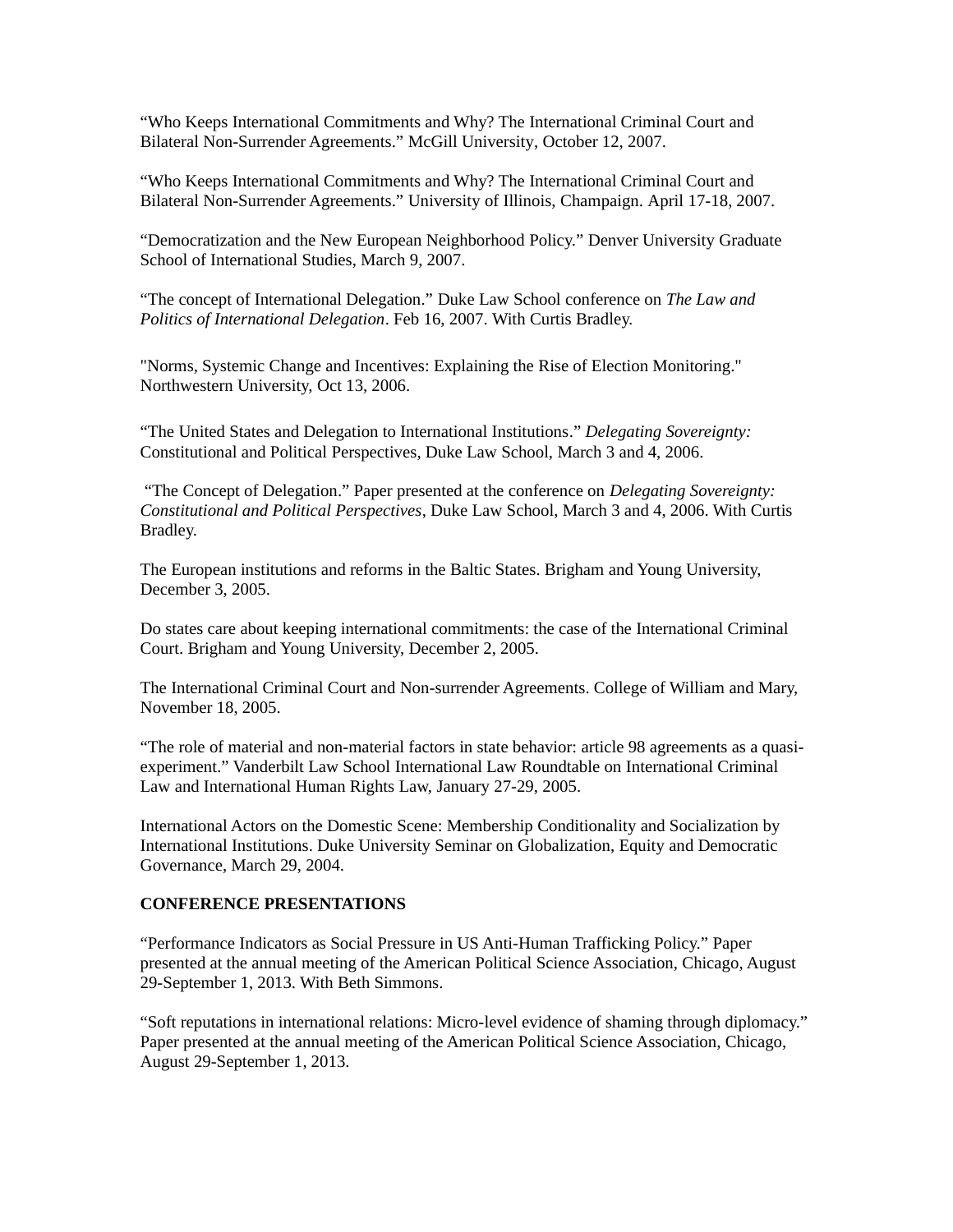"Who Keeps International Commitments and Why? The International Criminal Court and Bilateral Non-Surrender Agreements." McGill University, October 12, 2007.

"Who Keeps International Commitments and Why? The International Criminal Court and Bilateral Non-Surrender Agreements." University of Illinois, Champaign. April 17-18, 2007.

"Democratization and the New European Neighborhood Policy." Denver University Graduate School of International Studies, March 9, 2007.

"The concept of International Delegation." Duke Law School conference on *The Law and Politics of International Delegation*. Feb 16, 2007. With Curtis Bradley.

"Norms, Systemic Change and Incentives: Explaining the Rise of Election Monitoring." Northwestern University, Oct 13, 2006.

"The United States and Delegation to International Institutions." *Delegating Sovereignty:* Constitutional and Political Perspectives, Duke Law School, March 3 and 4, 2006.

"The Concept of Delegation." Paper presented at the conference on *Delegating Sovereignty: Constitutional and Political Perspectives*, Duke Law School, March 3 and 4, 2006. With Curtis Bradley.

The European institutions and reforms in the Baltic States. Brigham and Young University, December 3, 2005.

Do states care about keeping international commitments: the case of the International Criminal Court. Brigham and Young University, December 2, 2005.

The International Criminal Court and Non-surrender Agreements. College of William and Mary, November 18, 2005.

"The role of material and non-material factors in state behavior: article 98 agreements as a quasi-experiment." Vanderbilt Law School International Law Roundtable on International Criminal Law and International Human Rights Law, January 27-29, 2005.

International Actors on the Domestic Scene: Membership Conditionality and Socialization by International Institutions. Duke University Seminar on Globalization, Equity and Democratic Governance, March 29, 2004.

**CONFERENCE PRESENTATIONS**

"Performance Indicators as Social Pressure in US Anti-Human Trafficking Policy." Paper presented at the annual meeting of the American Political Science Association, Chicago, August 29-September 1, 2013. With Beth Simmons.

"Soft reputations in international relations: Micro-level evidence of shaming through diplomacy." Paper presented at the annual meeting of the American Political Science Association, Chicago, August 29-September 1, 2013.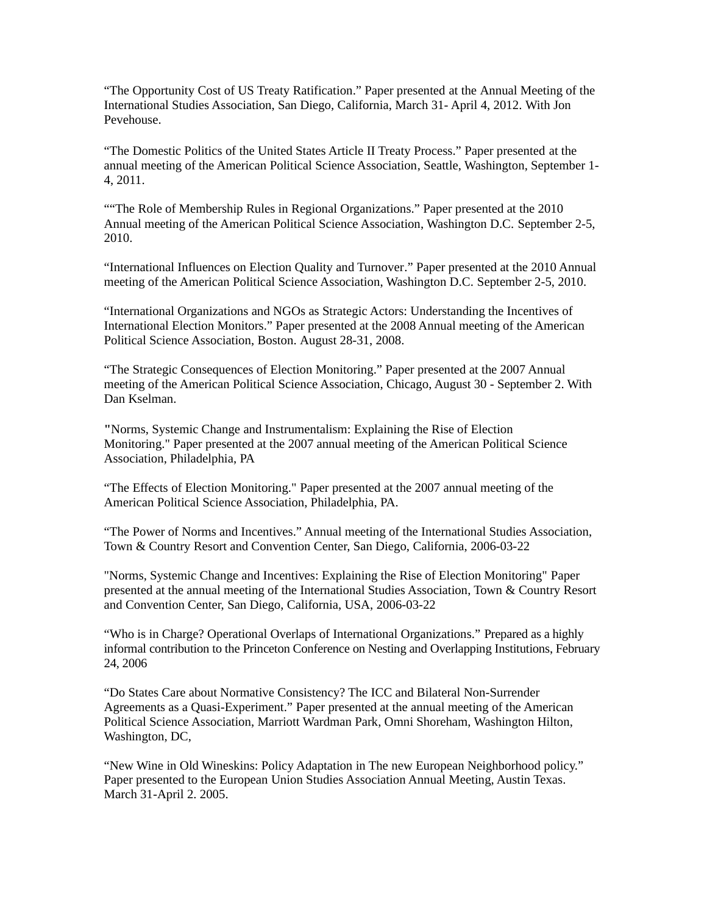"The Opportunity Cost of US Treaty Ratification." Paper presented at the Annual Meeting of the International Studies Association, San Diego, California, March 31- April 4, 2012. With Jon Pevehouse.

"The Domestic Politics of the United States Article II Treaty Process." Paper presented at the annual meeting of the American Political Science Association, Seattle, Washington, September 1-4, 2011.

""The Role of Membership Rules in Regional Organizations." Paper presented at the 2010 Annual meeting of the American Political Science Association, Washington D.C. September 2-5, 2010.

"International Influences on Election Quality and Turnover." Paper presented at the 2010 Annual meeting of the American Political Science Association, Washington D.C. September 2-5, 2010.

"International Organizations and NGOs as Strategic Actors: Understanding the Incentives of International Election Monitors." Paper presented at the 2008 Annual meeting of the American Political Science Association, Boston. August 28-31, 2008.

"The Strategic Consequences of Election Monitoring." Paper presented at the 2007 Annual meeting of the American Political Science Association, Chicago, August 30 - September 2. With Dan Kselman.

"Norms, Systemic Change and Instrumentalism: Explaining the Rise of Election Monitoring." Paper presented at the 2007 annual meeting of the American Political Science Association, Philadelphia, PA

"The Effects of Election Monitoring." Paper presented at the 2007 annual meeting of the American Political Science Association, Philadelphia, PA.

"The Power of Norms and Incentives." Annual meeting of the International Studies Association, Town & Country Resort and Convention Center, San Diego, California, 2006-03-22

"Norms, Systemic Change and Incentives: Explaining the Rise of Election Monitoring" Paper presented at the annual meeting of the International Studies Association, Town & Country Resort and Convention Center, San Diego, California, USA, 2006-03-22

"Who is in Charge? Operational Overlaps of International Organizations." Prepared as a highly informal contribution to the Princeton Conference on Nesting and Overlapping Institutions, February 24, 2006

"Do States Care about Normative Consistency? The ICC and Bilateral Non-Surrender Agreements as a Quasi-Experiment." Paper presented at the annual meeting of the American Political Science Association, Marriott Wardman Park, Omni Shoreham, Washington Hilton, Washington, DC,

"New Wine in Old Wineskins: Policy Adaptation in The new European Neighborhood policy." Paper presented to the European Union Studies Association Annual Meeting, Austin Texas. March 31-April 2. 2005.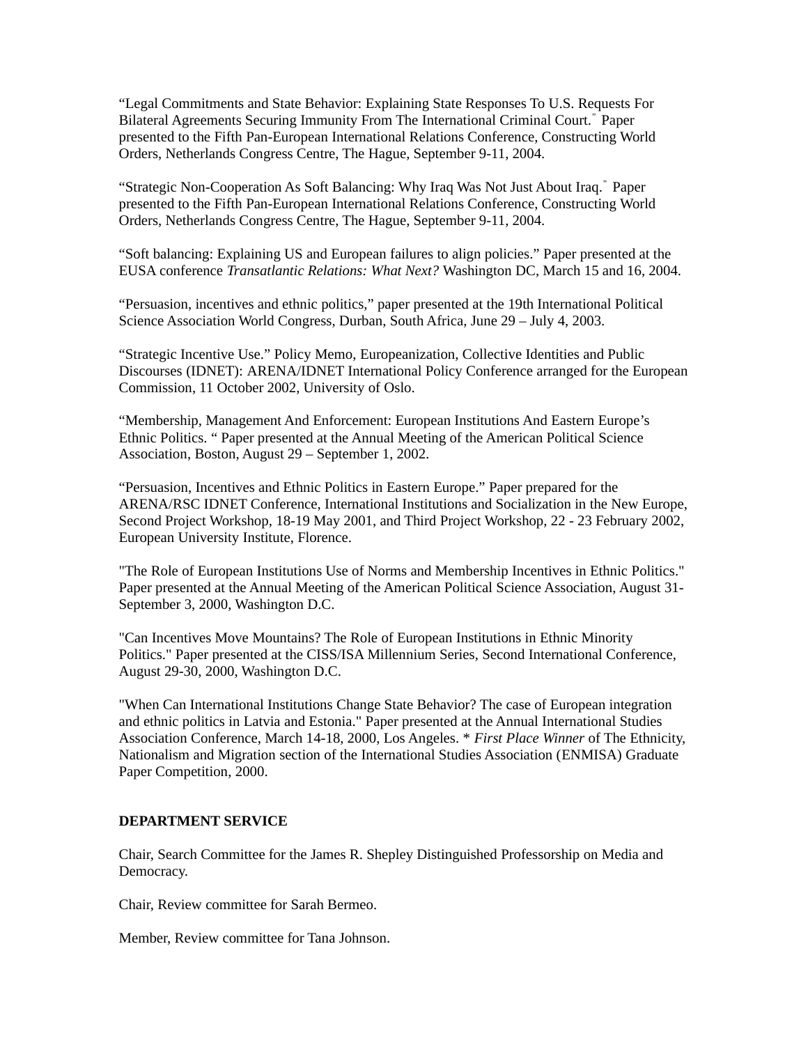“Legal Commitments and State Behavior: Explaining State Responses To U.S. Requests For Bilateral Agreements Securing Immunity From The International Criminal Court.” Paper presented to the Fifth Pan-European International Relations Conference, Constructing World Orders, Netherlands Congress Centre, The Hague, September 9-11, 2004.

“Strategic Non-Cooperation As Soft Balancing: Why Iraq Was Not Just About Iraq.” Paper presented to the Fifth Pan-European International Relations Conference, Constructing World Orders, Netherlands Congress Centre, The Hague, September 9-11, 2004.

“Soft balancing: Explaining US and European failures to align policies.” Paper presented at the EUSA conference *Transatlantic Relations: What Next?* Washington DC, March 15 and 16, 2004.

“Persuasion, incentives and ethnic politics,” paper presented at the 19th International Political Science Association World Congress, Durban, South Africa, June 29 – July 4, 2003.

“Strategic Incentive Use.” Policy Memo, Europeanization, Collective Identities and Public Discourses (IDNET): ARENA/IDNET International Policy Conference arranged for the European Commission, 11 October 2002, University of Oslo.

“Membership, Management And Enforcement: European Institutions And Eastern Europe’s Ethnic Politics. “ Paper presented at the Annual Meeting of the American Political Science Association, Boston, August 29 – September 1, 2002.

“Persuasion, Incentives and Ethnic Politics in Eastern Europe.” Paper prepared for the ARENA/RSC IDNET Conference, International Institutions and Socialization in the New Europe, Second Project Workshop, 18-19 May 2001, and Third Project Workshop, 22 - 23 February 2002, European University Institute, Florence.

"The Role of European Institutions Use of Norms and Membership Incentives in Ethnic Politics." Paper presented at the Annual Meeting of the American Political Science Association, August 31-September 3, 2000, Washington D.C.

"Can Incentives Move Mountains? The Role of European Institutions in Ethnic Minority Politics." Paper presented at the CISS/ISA Millennium Series, Second International Conference, August 29-30, 2000, Washington D.C.

"When Can International Institutions Change State Behavior? The case of European integration and ethnic politics in Latvia and Estonia." Paper presented at the Annual International Studies Association Conference, March 14-18, 2000, Los Angeles. * *First Place Winner* of The Ethnicity, Nationalism and Migration section of the International Studies Association (ENMISA) Graduate Paper Competition, 2000.

**DEPARTMENT SERVICE**

Chair, Search Committee for the James R. Shepley Distinguished Professorship on Media and Democracy.

Chair, Review committee for Sarah Bermeo.

Member, Review committee for Tana Johnson.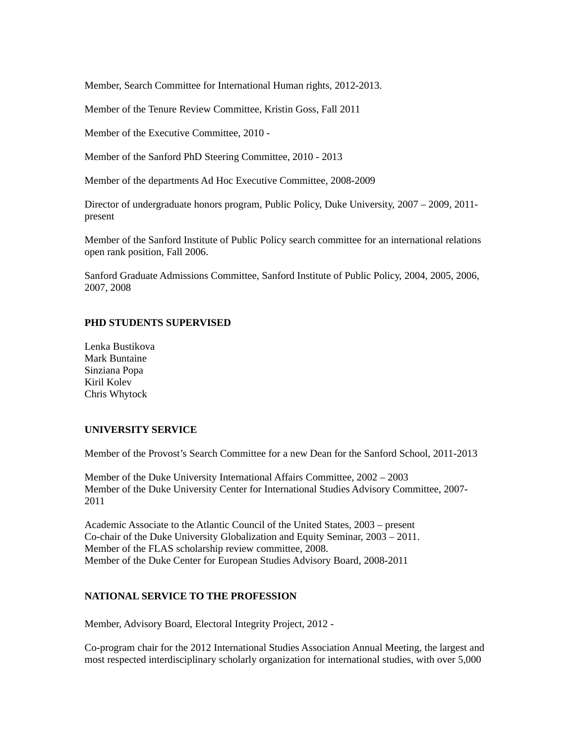Member, Search Committee for International Human rights, 2012-2013.

Member of the Tenure Review Committee, Kristin Goss, Fall 2011

Member of the Executive Committee, 2010 -

Member of the Sanford PhD Steering Committee, 2010 - 2013

Member of the departments Ad Hoc Executive Committee, 2008-2009

Director of undergraduate honors program, Public Policy, Duke University, 2007 – 2009, 2011-present

Member of the Sanford Institute of Public Policy search committee for an international relations open rank position, Fall 2006.

Sanford Graduate Admissions Committee, Sanford Institute of Public Policy, 2004, 2005, 2006, 2007, 2008

**PHD STUDENTS SUPERVISED**

Lenka Bustikova
Mark Buntaine
Sinziana Popa
Kiril Kolev
Chris Whytock

**UNIVERSITY SERVICE**

Member of the Provost's Search Committee for a new Dean for the Sanford School, 2011-2013

Member of the Duke University International Affairs Committee, 2002 – 2003
Member of the Duke University Center for International Studies Advisory Committee, 2007-2011

Academic Associate to the Atlantic Council of the United States, 2003 – present
Co-chair of the Duke University Globalization and Equity Seminar, 2003 – 2011.
Member of the FLAS scholarship review committee, 2008.
Member of the Duke Center for European Studies Advisory Board, 2008-2011

**NATIONAL SERVICE TO THE PROFESSION**

Member, Advisory Board, Electoral Integrity Project, 2012 -

Co-program chair for the 2012 International Studies Association Annual Meeting, the largest and most respected interdisciplinary scholarly organization for international studies, with over 5,000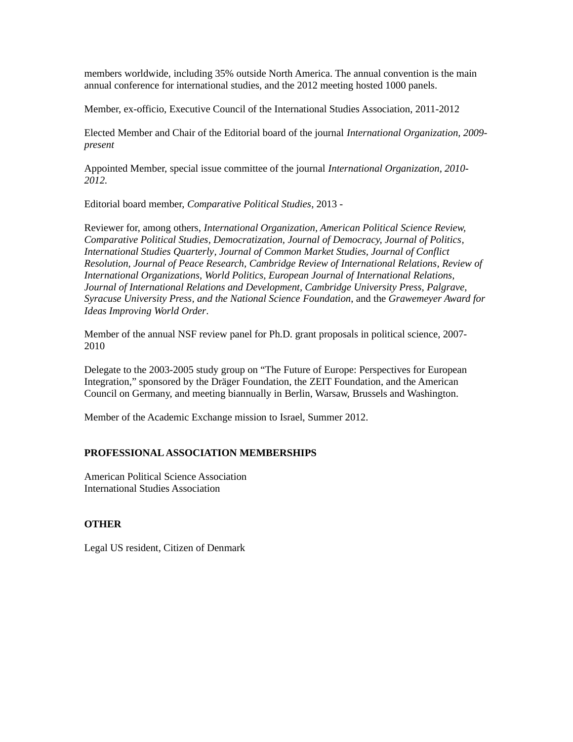members worldwide, including 35% outside North America. The annual convention is the main annual conference for international studies, and the 2012 meeting hosted 1000 panels.

Member, ex-officio, Executive Council of the International Studies Association, 2011-2012

Elected Member and Chair of the Editorial board of the journal *International Organization, 2009-present*

Appointed Member, special issue committee of the journal *International Organization, 2010-2012.*

Editorial board member, *Comparative Political Studies*, 2013 -

Reviewer for, among others, *International Organization, American Political Science Review, Comparative Political Studies, Democratization, Journal of Democracy, Journal of Politics, International Studies Quarterly, Journal of Common Market Studies, Journal of Conflict Resolution, Journal of Peace Research, Cambridge Review of International Relations, Review of International Organizations, World Politics, European Journal of International Relations, Journal of International Relations and Development, Cambridge University Press, Palgrave, Syracuse University Press, and the National Science Foundation*, and the *Grawemeyer Award for Ideas Improving World Order*.

Member of the annual NSF review panel for Ph.D. grant proposals in political science, 2007-2010

Delegate to the 2003-2005 study group on "The Future of Europe: Perspectives for European Integration," sponsored by the Dräger Foundation, the ZEIT Foundation, and the American Council on Germany, and meeting biannually in Berlin, Warsaw, Brussels and Washington.

Member of the Academic Exchange mission to Israel, Summer 2012.

**PROFESSIONAL ASSOCIATION MEMBERSHIPS**

American Political Science Association
International Studies Association

**OTHER**

Legal US resident, Citizen of Denmark